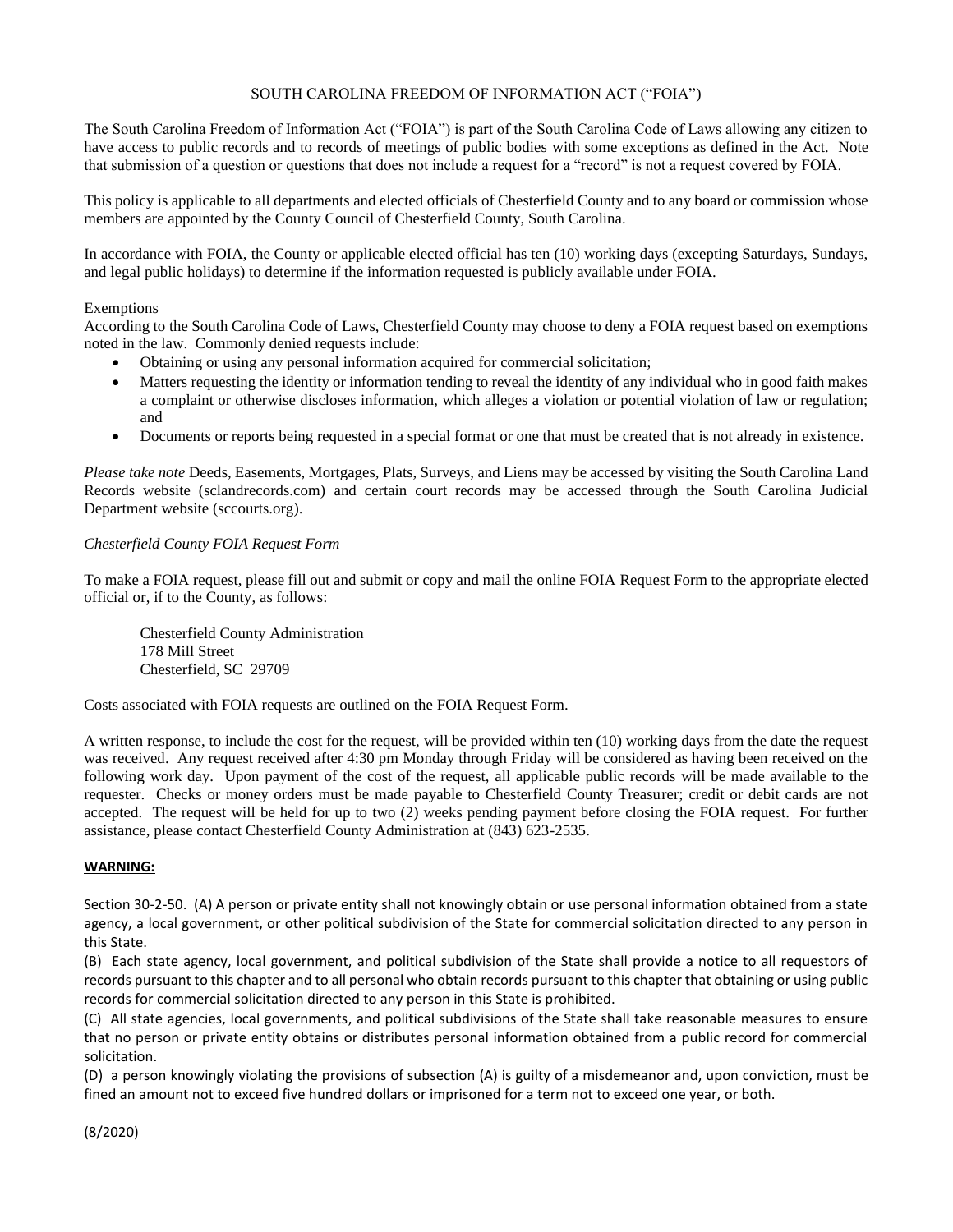# SOUTH CAROLINA FREEDOM OF INFORMATION ACT ("FOIA")

The South Carolina Freedom of Information Act ("FOIA") is part of the South Carolina Code of Laws allowing any citizen to have access to public records and to records of meetings of public bodies with some exceptions as defined in the Act. Note that submission of a question or questions that does not include a request for a "record" is not a request covered by FOIA.

This policy is applicable to all departments and elected officials of Chesterfield County and to any board or commission whose members are appointed by the County Council of Chesterfield County, South Carolina.

In accordance with FOIA, the County or applicable elected official has ten (10) working days (excepting Saturdays, Sundays, and legal public holidays) to determine if the information requested is publicly available under FOIA.

## Exemptions

According to the South Carolina Code of Laws, Chesterfield County may choose to deny a FOIA request based on exemptions noted in the law. Commonly denied requests include:

- Obtaining or using any personal information acquired for commercial solicitation;
- Matters requesting the identity or information tending to reveal the identity of any individual who in good faith makes a complaint or otherwise discloses information, which alleges a violation or potential violation of law or regulation; and
- Documents or reports being requested in a special format or one that must be created that is not already in existence.

*Please take note* Deeds, Easements, Mortgages, Plats, Surveys, and Liens may be accessed by visiting the South Carolina Land Records website (sclandrecords.com) and certain court records may be accessed through the South Carolina Judicial Department website (sccourts.org).

*Chesterfield County FOIA Request Form*

To make a FOIA request, please fill out and submit or copy and mail the online FOIA Request Form to the appropriate elected official or, if to the County, as follows:

> Chesterfield County Administration
> 178 Mill Street
> Chesterfield, SC 29709

Costs associated with FOIA requests are outlined on the FOIA Request Form.

A written response, to include the cost for the request, will be provided within ten (10) working days from the date the request was received. Any request received after 4:30 pm Monday through Friday will be considered as having been received on the following work day. Upon payment of the cost of the request, all applicable public records will be made available to the requester. Checks or money orders must be made payable to Chesterfield County Treasurer; credit or debit cards are not accepted. The request will be held for up to two (2) weeks pending payment before closing the FOIA request. For further assistance, please contact Chesterfield County Administration at (843) 623-2535.

**WARNING:**

Section 30-2-50. (A) A person or private entity shall not knowingly obtain or use personal information obtained from a state agency, a local government, or other political subdivision of the State for commercial solicitation directed to any person in this State.

(B) Each state agency, local government, and political subdivision of the State shall provide a notice to all requestors of records pursuant to this chapter and to all personal who obtain records pursuant to this chapter that obtaining or using public records for commercial solicitation directed to any person in this State is prohibited.

(C) All state agencies, local governments, and political subdivisions of the State shall take reasonable measures to ensure that no person or private entity obtains or distributes personal information obtained from a public record for commercial solicitation.

(D) a person knowingly violating the provisions of subsection (A) is guilty of a misdemeanor and, upon conviction, must be fined an amount not to exceed five hundred dollars or imprisoned for a term not to exceed one year, or both.

(8/2020)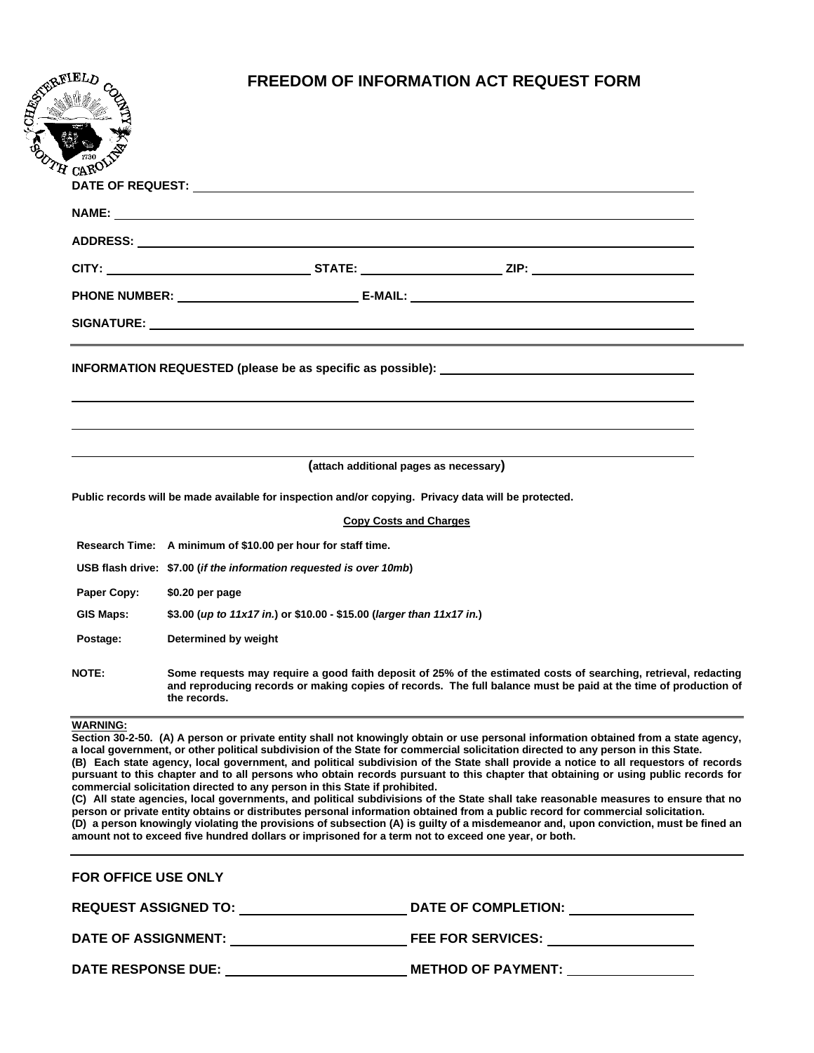# FREEDOM OF INFORMATION ACT REQUEST FORM

**DATE OF REQUEST:** \_\_\_\_\_\_\_\_\_\_\_\_\_\_\_\_\_\_\_\_\_\_\_\_\_\_\_\_\_\_\_\_

**NAME:** \_\_\_\_\_\_\_\_\_\_\_\_\_\_\_\_\_\_\_\_\_\_\_\_\_\_\_\_\_\_\_\_

**ADDRESS:** \_\_\_\_\_\_\_\_\_\_\_\_\_\_\_\_\_\_\_\_\_\_\_\_\_\_\_\_\_\_\_\_

**CITY:** \_\_\_\_\_\_\_\_\_\_\_\_\_\_\_\_ **STATE:** \_\_\_\_\_\_\_\_\_\_\_\_ **ZIP:** \_\_\_\_\_\_\_\_\_\_\_\_

**PHONE NUMBER:** \_\_\_\_\_\_\_\_\_\_\_\_\_\_\_\_ **E-MAIL:** \_\_\_\_\_\_\_\_\_\_\_\_\_\_\_\_

**SIGNATURE:** \_\_\_\_\_\_\_\_\_\_\_\_\_\_\_\_\_\_\_\_\_\_\_\_\_\_\_\_\_\_\_\_

---

**INFORMATION REQUESTED (please be as specific as possible):** \_\_\_\_\_\_\_\_\_\_\_\_\_\_\_\_

\_\_\_\_\_\_\_\_\_\_\_\_\_\_\_\_\_\_\_\_\_\_\_\_\_\_\_\_\_\_\_\_\_\_\_\_\_\_\_\_\_\_\_\_\_\_\_\_\_\_\_\_\_\_\_\_\_\_\_\_\_\_\_\_

\_\_\_\_\_\_\_\_\_\_\_\_\_\_\_\_\_\_\_\_\_\_\_\_\_\_\_\_\_\_\_\_\_\_\_\_\_\_\_\_\_\_\_\_\_\_\_\_\_\_\_\_\_\_\_\_\_\_\_\_\_\_\_\_

\_\_\_\_\_\_\_\_\_\_\_\_\_\_\_\_\_\_\_\_\_\_\_\_\_\_\_\_\_\_\_\_\_\_\_\_\_\_\_\_\_\_\_\_\_\_\_\_\_\_\_\_\_\_\_\_\_\_\_\_\_\_\_\_

**(attach additional pages as necessary)**

**Public records will be made available for inspection and/or copying. Privacy data will be protected.**

**Copy Costs and Charges**

| | |
|---|---|
| **Research Time:** | **A minimum of $10.00 per hour for staff time.** |
| **USB flash drive:** | **$7.00 (*if the information requested is over 10mb*)** |
| **Paper Copy:** | **$0.20 per page** |
| **GIS Maps:** | **$3.00 (*up to 11x17 in.*) or $10.00 - $15.00 (*larger than 11x17 in.*)** |
| **Postage:** | **Determined by weight** |

**NOTE:** **Some requests may require a good faith deposit of 25% of the estimated costs of searching, retrieval, redacting and reproducing records or making copies of records. The full balance must be paid at the time of production of the records.**

---

**WARNING:**

**Section 30-2-50. (A) A person or private entity shall not knowingly obtain or use personal information obtained from a state agency, a local government, or other political subdivision of the State for commercial solicitation directed to any person in this State.**

**(B) Each state agency, local government, and political subdivision of the State shall provide a notice to all requestors of records pursuant to this chapter and to all persons who obtain records pursuant to this chapter that obtaining or using public records for commercial solicitation directed to any person in this State if prohibited.**

**(C) All state agencies, local governments, and political subdivisions of the State shall take reasonable measures to ensure that no person or private entity obtains or distributes personal information obtained from a public record for commercial solicitation.**

**(D) a person knowingly violating the provisions of subsection (A) is guilty of a misdemeanor and, upon conviction, must be fined an amount not to exceed five hundred dollars or imprisoned for a term not to exceed one year, or both.**

---

**FOR OFFICE USE ONLY**

**REQUEST ASSIGNED TO:** \_\_\_\_\_\_\_\_\_\_\_\_\_\_\_\_ **DATE OF COMPLETION:** \_\_\_\_\_\_\_\_\_\_\_\_\_\_\_\_

**DATE OF ASSIGNMENT:** \_\_\_\_\_\_\_\_\_\_\_\_\_\_\_\_ **FEE FOR SERVICES:** \_\_\_\_\_\_\_\_\_\_\_\_\_\_\_\_

**DATE RESPONSE DUE:** \_\_\_\_\_\_\_\_\_\_\_\_\_\_\_\_ **METHOD OF PAYMENT:** \_\_\_\_\_\_\_\_\_\_\_\_\_\_\_\_